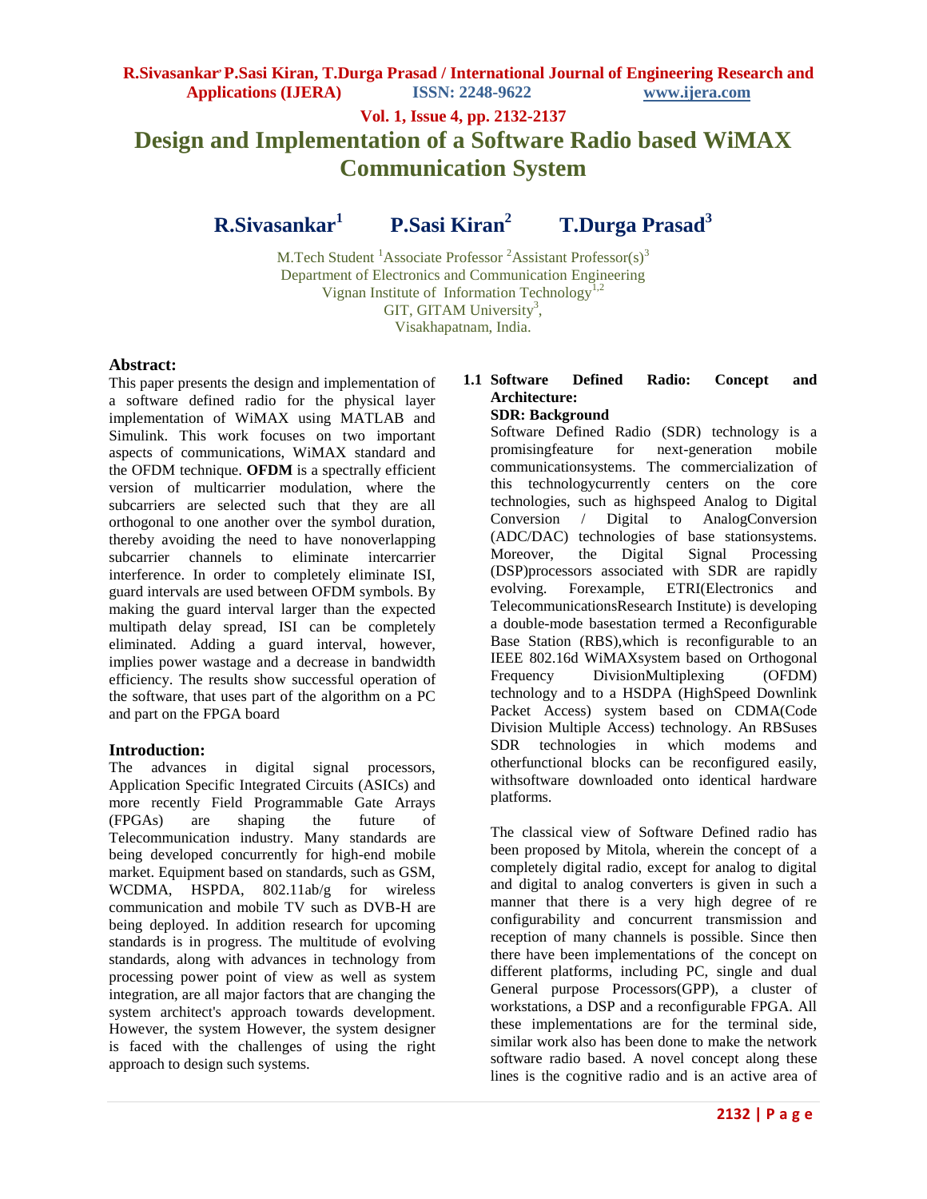# Design and Implementation of a Software Radio based WiMAX Communication System

**R.Sivasankar[1] P.Sasi Kiran[2] T.Durga Prasad[3]**

M.Tech Student [1]Associate Professor [2]Assistant Professor(s)[3]
Department of Electronics and Communication Engineering
Vignan Institute of Information Technology[1,2]
GIT, GITAM University[3],
Visakhapatnam, India.

## Abstract:

This paper presents the design and implementation of a software defined radio for the physical layer implementation of WiMAX using MATLAB and Simulink. This work focuses on two important aspects of communications, WiMAX standard and the OFDM technique. **OFDM** is a spectrally efficient version of multicarrier modulation, where the subcarriers are selected such that they are all orthogonal to one another over the symbol duration, thereby avoiding the need to have nonoverlapping subcarrier channels to eliminate intercarrier interference. In order to completely eliminate ISI, guard intervals are used between OFDM symbols. By making the guard interval larger than the expected multipath delay spread, ISI can be completely eliminated. Adding a guard interval, however, implies power wastage and a decrease in bandwidth efficiency. The results show successful operation of the software, that uses part of the algorithm on a PC and part on the FPGA board

## Introduction:

The advances in digital signal processors, Application Specific Integrated Circuits (ASICs) and more recently Field Programmable Gate Arrays (FPGAs) are shaping the future of Telecommunication industry. Many standards are being developed concurrently for high-end mobile market. Equipment based on standards, such as GSM, WCDMA, HSPDA, 802.11ab/g for wireless communication and mobile TV such as DVB-H are being deployed. In addition research for upcoming standards is in progress. The multitude of evolving standards, along with advances in technology from processing power point of view as well as system integration, are all major factors that are changing the system architect's approach towards development. However, the system However, the system designer is faced with the challenges of using the right approach to design such systems.

### 1.1 Software Defined Radio: Concept and Architecture:

**SDR: Background**

Software Defined Radio (SDR) technology is a promisingfeature for next-generation mobile communicationsystems. The commercialization of this technologycurrently centers on the core technologies, such as highspeed Analog to Digital Conversion / Digital to AnalogConversion (ADC/DAC) technologies of base stationsystems. Moreover, the Digital Signal Processing (DSP)processors associated with SDR are rapidly evolving. Forexample, ETRI(Electronics and TelecommunicationsResearch Institute) is developing a double-mode basestation termed a Reconfigurable Base Station (RBS),which is reconfigurable to an IEEE 802.16d WiMAXsystem based on Orthogonal Frequency DivisionMultiplexing (OFDM) technology and to a HSDPA (HighSpeed Downlink Packet Access) system based on CDMA(Code Division Multiple Access) technology. An RBSuses SDR technologies in which modems and otherfunctional blocks can be reconfigured easily, withsoftware downloaded onto identical hardware platforms.

The classical view of Software Defined radio has been proposed by Mitola, wherein the concept of a completely digital radio, except for analog to digital and digital to analog converters is given in such a manner that there is a very high degree of re configurability and concurrent transmission and reception of many channels is possible. Since then there have been implementations of the concept on different platforms, including PC, single and dual General purpose Processors(GPP), a cluster of workstations, a DSP and a reconfigurable FPGA. All these implementations are for the terminal side, similar work also has been done to make the network software radio based. A novel concept along these lines is the cognitive radio and is an active area of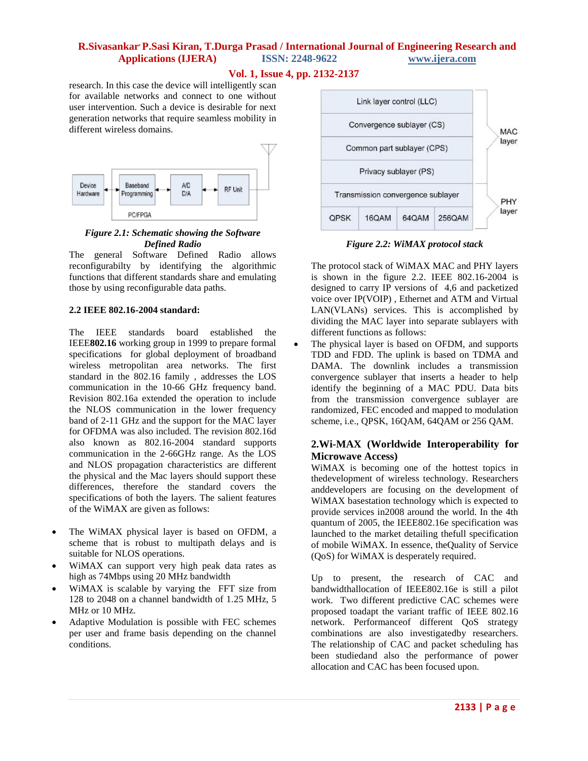research. In this case the device will intelligently scan for available networks and connect to one without user intervention. Such a device is desirable for next generation networks that require seamless mobility in different wireless domains.

*Figure 2.1: Schematic showing the Software Defined Radio*

The general Software Defined Radio allows reconfigurabilty by identifying the algorithmic functions that different standards share and emulating those by using reconfigurable data paths.

### 2.2 IEEE 802.16-2004 standard:

The IEEE standards board established the IEEE**802.16** working group in 1999 to prepare formal specifications for global deployment of broadband wireless metropolitan area networks. The first standard in the 802.16 family , addresses the LOS communication in the 10-66 GHz frequency band. Revision 802.16a extended the operation to include the NLOS communication in the lower frequency band of 2-11 GHz and the support for the MAC layer for OFDMA was also included. The revision 802.16d also known as 802.16-2004 standard supports communication in the 2-66GHz range. As the LOS and NLOS propagation characteristics are different the physical and the Mac layers should support these differences, therefore the standard covers the specifications of both the layers. The salient features of the WiMAX are given as follows:

- The WiMAX physical layer is based on OFDM, a scheme that is robust to multipath delays and is suitable for NLOS operations.
- WiMAX can support very high peak data rates as high as 74Mbps using 20 MHz bandwidth
- WiMAX is scalable by varying the FFT size from 128 to 2048 on a channel bandwidth of 1.25 MHz, 5 MHz or 10 MHz.
- Adaptive Modulation is possible with FEC schemes per user and frame basis depending on the channel conditions.

*Figure 2.2: WiMAX protocol stack*

The protocol stack of WiMAX MAC and PHY layers is shown in the figure 2.2. IEEE 802.16-2004 is designed to carry IP versions of 4,6 and packetized voice over IP(VOIP) , Ethernet and ATM and Virtual LAN(VLANs) services. This is accomplished by dividing the MAC layer into separate sublayers with different functions as follows:

- The physical layer is based on OFDM, and supports TDD and FDD. The uplink is based on TDMA and DAMA. The downlink includes a transmission convergence sublayer that inserts a header to help identify the beginning of a MAC PDU. Data bits from the transmission convergence sublayer are randomized, FEC encoded and mapped to modulation scheme, i.e., QPSK, 16QAM, 64QAM or 256 QAM.

## 2.Wi-MAX (Worldwide Interoperability for Microwave Access)

WiMAX is becoming one of the hottest topics in thedevelopment of wireless technology. Researchers anddevelopers are focusing on the development of WiMAX basestation technology which is expected to provide services in2008 around the world. In the 4th quantum of 2005, the IEEE802.16e specification was launched to the market detailing thefull specification of mobile WiMAX. In essence, theQuality of Service (QoS) for WiMAX is desperately required.

Up to present, the research of CAC and bandwidthallocation of IEEE802.16e is still a pilot work. Two different predictive CAC schemes were proposed toadapt the variant traffic of IEEE 802.16 network. Performanceof different QoS strategy combinations are also investigatedby researchers. The relationship of CAC and packet scheduling has been studiedand also the performance of power allocation and CAC has been focused upon.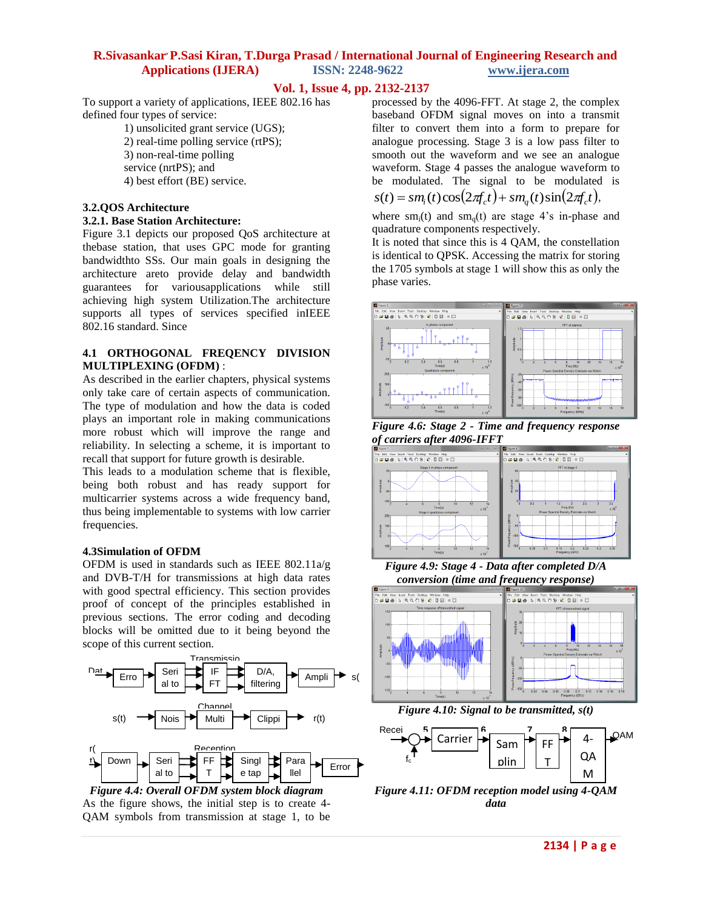To support a variety of applications, IEEE 802.16 has defined four types of service:

1) unsolicited grant service (UGS);
2) real-time polling service (rtPS);
3) non-real-time polling service (nrtPS); and
4) best effort (BE) service.

### 3.2.QOS Architecture

#### 3.2.1. Base Station Architecture:

Figure 3.1 depicts our proposed QoS architecture at thebase station, that uses GPC mode for granting bandwidthto SSs. Our main goals in designing the architecture areto provide delay and bandwidth guarantees for variousapplications while still achieving high system Utilization.The architecture supports all types of services specified inIEEE 802.16 standard. Since

### 4.1 ORTHOGONAL FREQENCY DIVISION MULTIPLEXING (OFDM) :

As described in the earlier chapters, physical systems only take care of certain aspects of communication. The type of modulation and how the data is coded plays an important role in making communications more robust which will improve the range and reliability. In selecting a scheme, it is important to recall that support for future growth is desirable.
This leads to a modulation scheme that is flexible, being both robust and has ready support for multicarrier systems across a wide frequency band, thus being implementable to systems with low carrier frequencies.

### 4.3Simulation of OFDM

OFDM is used in standards such as IEEE 802.11a/g and DVB-T/H for transmissions at high data rates with good spectral efficiency. This section provides proof of concept of the principles established in previous sections. The error coding and decoding blocks will be omitted due to it being beyond the scope of this current section.

*Figure 4.4: Overall OFDM system block diagram*

As the figure shows, the initial step is to create 4-QAM symbols from transmission at stage 1, to be processed by the 4096-FFT. At stage 2, the complex baseband OFDM signal moves on into a transmit filter to convert them into a form to prepare for analogue processing. Stage 3 is a low pass filter to smooth out the waveform and we see an analogue waveform. Stage 4 passes the analogue waveform to be modulated. The signal to be modulated is

$$s(t) = sm_i(t)\cos(2\pi f_c t) + sm_q(t)\sin(2\pi f_c t),$$

where $sm_i(t)$ and $sm_q(t)$ are stage 4's in-phase and quadrature components respectively.
It is noted that since this is 4 QAM, the constellation is identical to QPSK. Accessing the matrix for storing the 1705 symbols at stage 1 will show this as only the phase varies.

*Figure 4.6: Stage 2 - Time and frequency response of carriers after 4096-IFFT*

*Figure 4.9: Stage 4 - Data after completed D/A conversion (time and frequency response)*

*Figure 4.10: Signal to be transmitted, s(t)*

*Figure 4.11: OFDM reception model using 4-QAM data*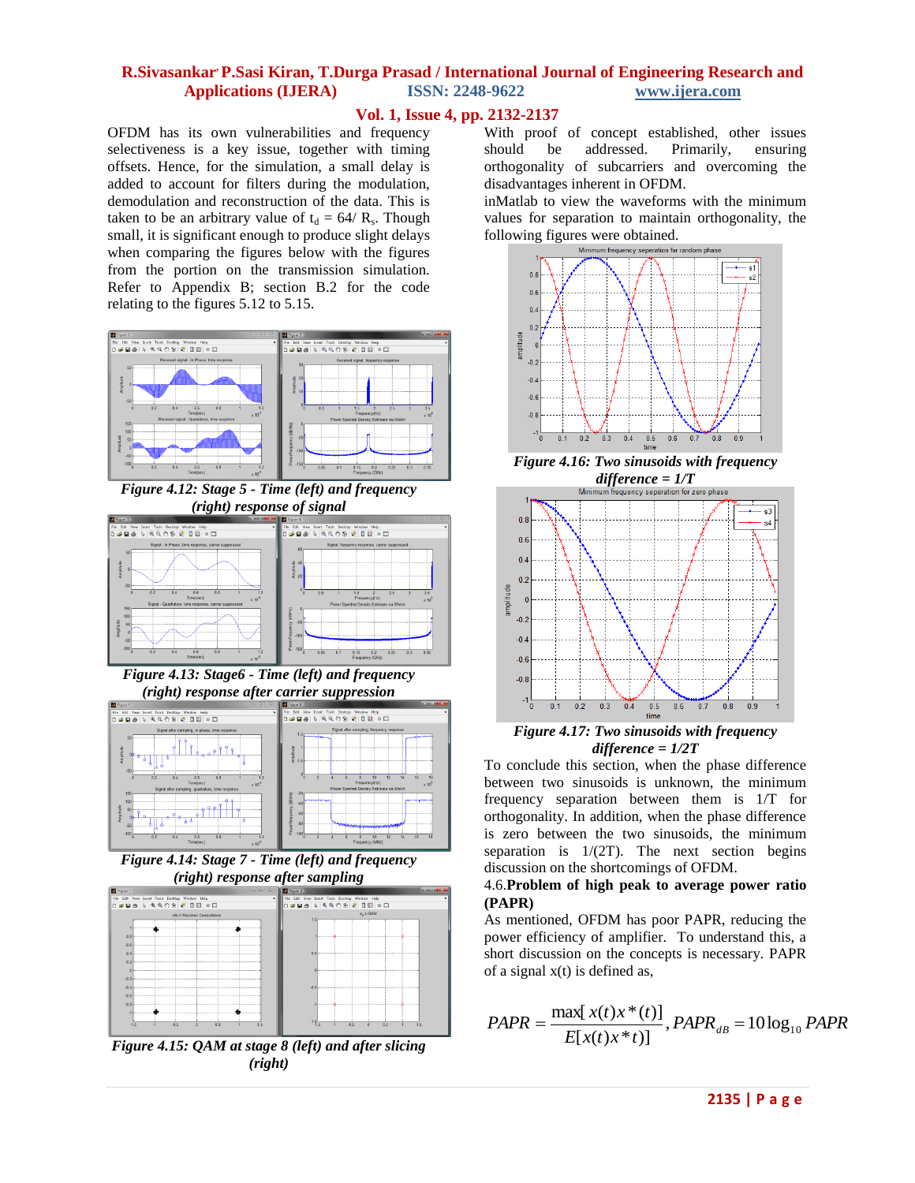OFDM has its own vulnerabilities and frequency selectiveness is a key issue, together with timing offsets. Hence, for the simulation, a small delay is added to account for filters during the modulation, demodulation and reconstruction of the data. This is taken to be an arbitrary value of $t_d = 64/R_s$. Though small, it is significant enough to produce slight delays when comparing the figures below with the figures from the portion on the transmission simulation. Refer to Appendix B; section B.2 for the code relating to the figures 5.12 to 5.15.

*Figure 4.12: Stage 5 - Time (left) and frequency (right) response of signal*

*Figure 4.13: Stage6 - Time (left) and frequency (right) response after carrier suppression*

*Figure 4.14: Stage 7 - Time (left) and frequency (right) response after sampling*

*Figure 4.15: QAM at stage 8 (left) and after slicing (right)*

With proof of concept established, other issues should be addressed. Primarily, ensuring orthogonality of subcarriers and overcoming the disadvantages inherent in OFDM.

inMatlab to view the waveforms with the minimum values for separation to maintain orthogonality, the following figures were obtained.

*Figure 4.16: Two sinusoids with frequency difference = 1/T*

*Figure 4.17: Two sinusoids with frequency difference = 1/2T*

To conclude this section, when the phase difference between two sinusoids is unknown, the minimum frequency separation between them is 1/T for orthogonality. In addition, when the phase difference is zero between the two sinusoids, the minimum separation is 1/(2T). The next section begins discussion on the shortcomings of OFDM.

## 4.6.Problem of high peak to average power ratio (PAPR)

As mentioned, OFDM has poor PAPR, reducing the power efficiency of amplifier. To understand this, a short discussion on the concepts is necessary. PAPR of a signal x(t) is defined as,

$$PAPR = \frac{\max[x(t)x^*(t)]}{E[x(t)x^*(t)]}, PAPR_{dB} = 10\log_{10} PAPR$$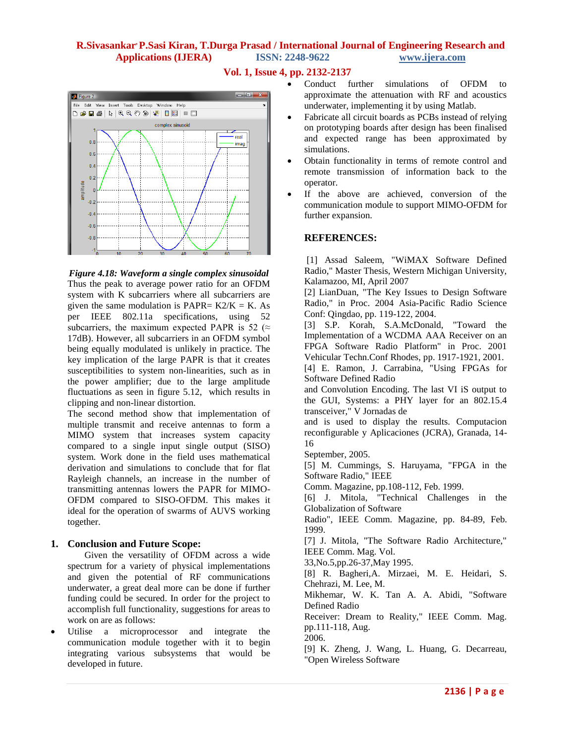*Figure 4.18: Waveform a single complex sinusoidal*

Thus the peak to average power ratio for an OFDM system with K subcarriers where all subcarriers are given the same modulation is PAPR= K2/K = K. As per IEEE 802.11a specifications, using 52 subcarriers, the maximum expected PAPR is 52 (≈ 17dB). However, all subcarriers in an OFDM symbol being equally modulated is unlikely in practice. The key implication of the large PAPR is that it creates susceptibilities to system non-linearities, such as in the power amplifier; due to the large amplitude fluctuations as seen in figure 5.12, which results in clipping and non-linear distortion.

The second method show that implementation of multiple transmit and receive antennas to form a MIMO system that increases system capacity compared to a single input single output (SISO) system. Work done in the field uses mathematical derivation and simulations to conclude that for flat Rayleigh channels, an increase in the number of transmitting antennas lowers the PAPR for MIMO-OFDM compared to SISO-OFDM. This makes it ideal for the operation of swarms of AUVS working together.

## 1. Conclusion and Future Scope:

Given the versatility of OFDM across a wide spectrum for a variety of physical implementations and given the potential of RF communications underwater, a great deal more can be done if further funding could be secured. In order for the project to accomplish full functionality, suggestions for areas to work on are as follows:

- Utilise a microprocessor and integrate the communication module together with it to begin integrating various subsystems that would be developed in future.
- Conduct further simulations of OFDM to approximate the attenuation with RF and acoustics underwater, implementing it by using Matlab.
- Fabricate all circuit boards as PCBs instead of relying on prototyping boards after design has been finalised and expected range has been approximated by simulations.
- Obtain functionality in terms of remote control and remote transmission of information back to the operator.
- If the above are achieved, conversion of the communication module to support MIMO-OFDM for further expansion.

## REFERENCES:

[1] Assad Saleem, "WiMAX Software Defined Radio," Master Thesis, Western Michigan University, Kalamazoo, MI, April 2007

[2] LianDuan, "The Key Issues to Design Software Radio," in Proc. 2004 Asia-Pacific Radio Science Conf: Qingdao, pp. 119-122, 2004.

[3] S.P. Korah, S.A.McDonald, "Toward the Implementation of a WCDMA AAA Receiver on an FPGA Software Radio Platform" in Proc. 2001 Vehicular Techn.Conf Rhodes, pp. 1917-1921, 2001.

[4] E. Ramon, J. Carrabina, "Using FPGAs for Software Defined Radio

and Convolution Encoding. The last VI iS output to the GUI, Systems: a PHY layer for an 802.15.4 transceiver," V Jornadas de

and is used to display the results. Computacion reconfigurable y Aplicaciones (JCRA), Granada, 14-16

September, 2005.

[5] M. Cummings, S. Haruyama, "FPGA in the Software Radio," IEEE

Comm. Magazine, pp.108-112, Feb. 1999.

[6] J. Mitola, "Technical Challenges in the Globalization of Software

Radio", IEEE Comm. Magazine, pp. 84-89, Feb. 1999.

[7] J. Mitola, "The Software Radio Architecture," IEEE Comm. Mag. Vol.

33,No.5,pp.26-37,May 1995.

[8] R. Bagheri,A. Mirzaei, M. E. Heidari, S. Chehrazi, M. Lee, M.

Mikhemar, W. K. Tan A. A. Abidi, "Software Defined Radio

Receiver: Dream to Reality," IEEE Comm. Mag. pp.111-118, Aug.

2006.

[9] K. Zheng, J. Wang, L. Huang, G. Decarreau, "Open Wireless Software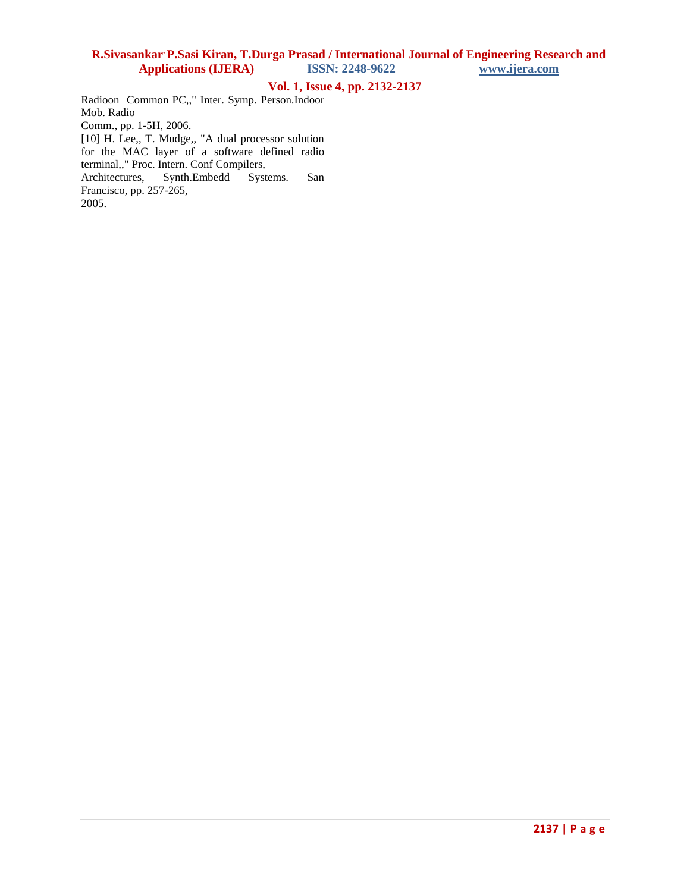Radioon Common PC,," Inter. Symp. Person.Indoor Mob. Radio Comm., pp. 1-5H, 2006.

[10] H. Lee,, T. Mudge,, "A dual processor solution for the MAC layer of a software defined radio terminal,," Proc. Intern. Conf Compilers, Architectures, Synth.Embedd Systems. San Francisco, pp. 257-265, 2005.